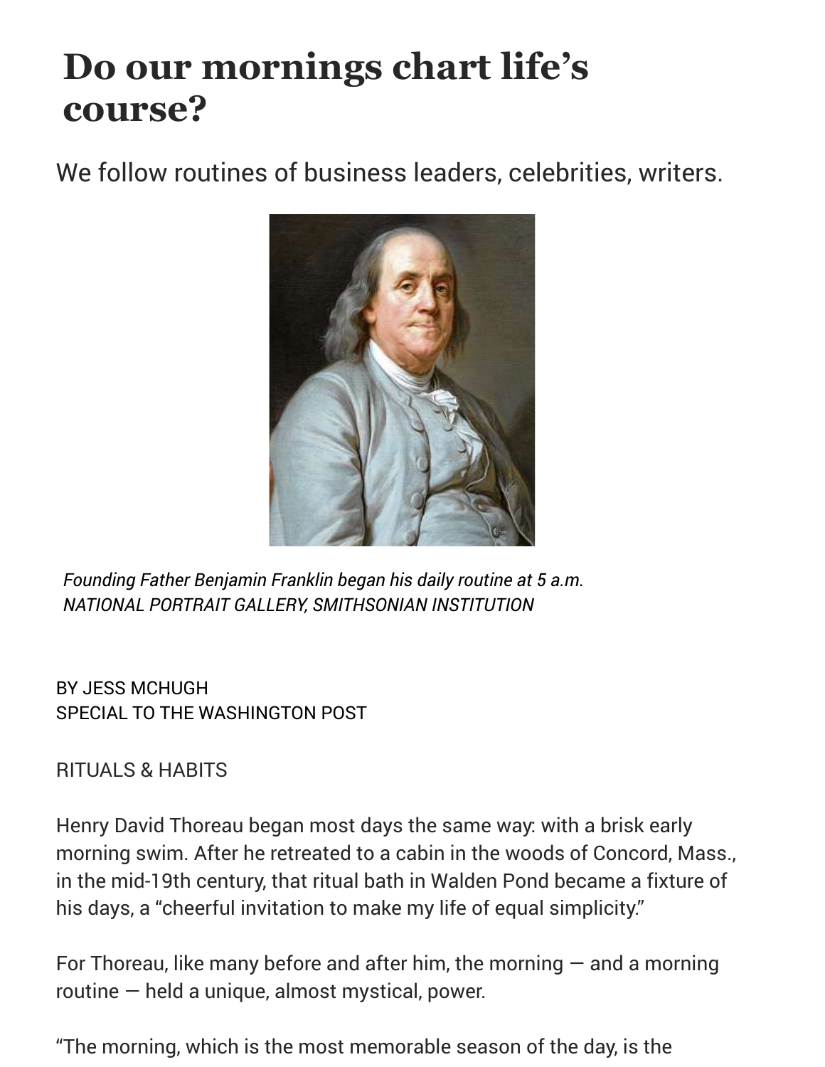# Do our mornings chart life's course?

We follow routines of business leaders, celebrities, writers.

*Founding Father Benjamin Franklin began his daily routine at 5 a.m.*
*NATIONAL PORTRAIT GALLERY, SMITHSONIAN INSTITUTION*

BY JESS MCHUGH
SPECIAL TO THE WASHINGTON POST

RITUALS & HABITS

Henry David Thoreau began most days the same way: with a brisk early morning swim. After he retreated to a cabin in the woods of Concord, Mass., in the mid-19th century, that ritual bath in Walden Pond became a fixture of his days, a "cheerful invitation to make my life of equal simplicity."

For Thoreau, like many before and after him, the morning — and a morning routine — held a unique, almost mystical, power.

"The morning, which is the most memorable season of the day, is the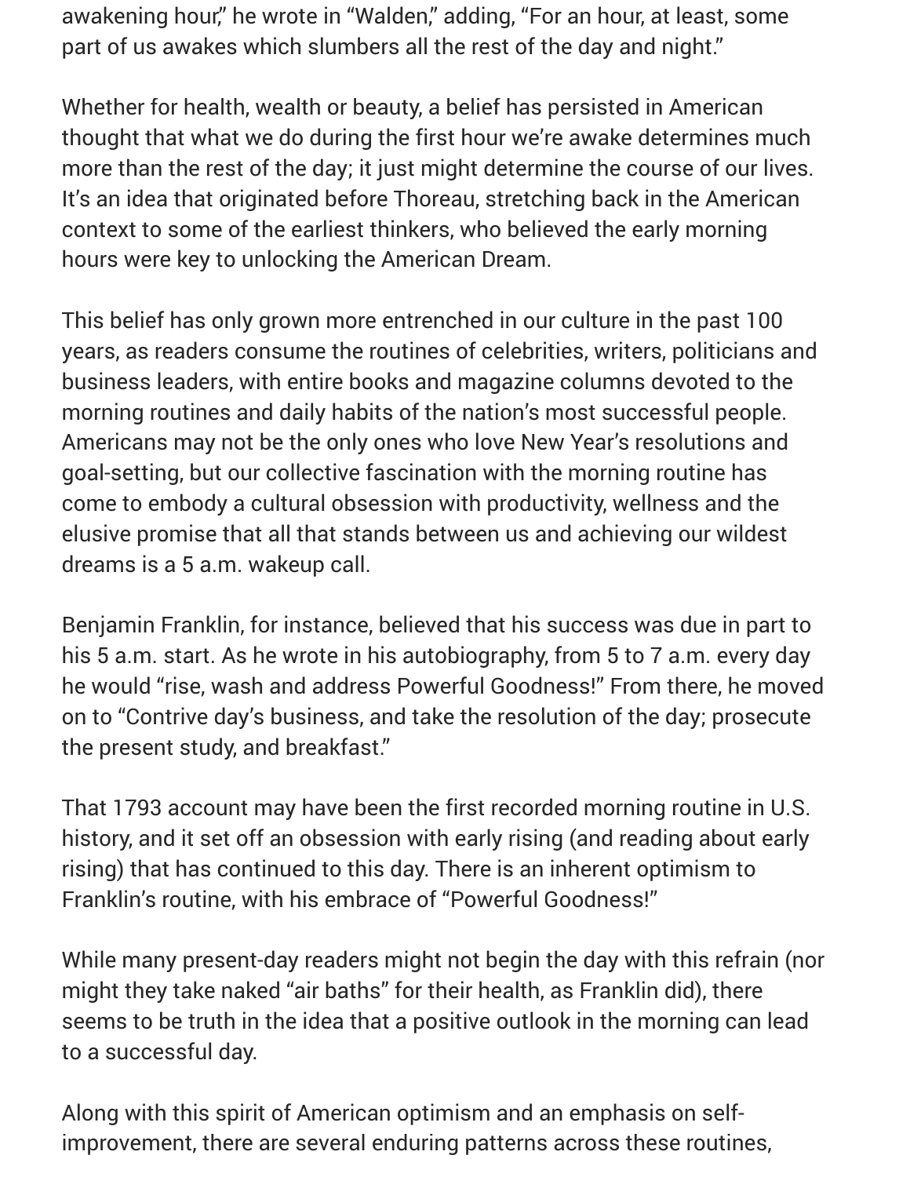awakening hour," he wrote in "Walden," adding, "For an hour, at least, some part of us awakes which slumbers all the rest of the day and night."

Whether for health, wealth or beauty, a belief has persisted in American thought that what we do during the first hour we're awake determines much more than the rest of the day; it just might determine the course of our lives. It's an idea that originated before Thoreau, stretching back in the American context to some of the earliest thinkers, who believed the early morning hours were key to unlocking the American Dream.

This belief has only grown more entrenched in our culture in the past 100 years, as readers consume the routines of celebrities, writers, politicians and business leaders, with entire books and magazine columns devoted to the morning routines and daily habits of the nation's most successful people. Americans may not be the only ones who love New Year's resolutions and goal-setting, but our collective fascination with the morning routine has come to embody a cultural obsession with productivity, wellness and the elusive promise that all that stands between us and achieving our wildest dreams is a 5 a.m. wakeup call.

Benjamin Franklin, for instance, believed that his success was due in part to his 5 a.m. start. As he wrote in his autobiography, from 5 to 7 a.m. every day he would "rise, wash and address Powerful Goodness!" From there, he moved on to "Contrive day's business, and take the resolution of the day; prosecute the present study, and breakfast."

That 1793 account may have been the first recorded morning routine in U.S. history, and it set off an obsession with early rising (and reading about early rising) that has continued to this day. There is an inherent optimism to Franklin's routine, with his embrace of "Powerful Goodness!"

While many present-day readers might not begin the day with this refrain (nor might they take naked "air baths" for their health, as Franklin did), there seems to be truth in the idea that a positive outlook in the morning can lead to a successful day.

Along with this spirit of American optimism and an emphasis on self-improvement, there are several enduring patterns across these routines,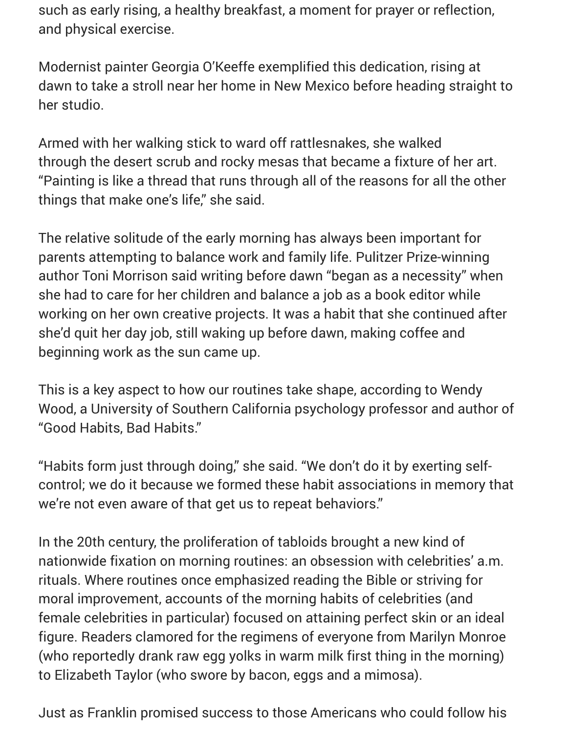such as early rising, a healthy breakfast, a moment for prayer or reflection, and physical exercise.

Modernist painter Georgia O'Keeffe exemplified this dedication, rising at dawn to take a stroll near her home in New Mexico before heading straight to her studio.

Armed with her walking stick to ward off rattlesnakes, she walked through the desert scrub and rocky mesas that became a fixture of her art. "Painting is like a thread that runs through all of the reasons for all the other things that make one's life," she said.

The relative solitude of the early morning has always been important for parents attempting to balance work and family life. Pulitzer Prize-winning author Toni Morrison said writing before dawn "began as a necessity" when she had to care for her children and balance a job as a book editor while working on her own creative projects. It was a habit that she continued after she'd quit her day job, still waking up before dawn, making coffee and beginning work as the sun came up.

This is a key aspect to how our routines take shape, according to Wendy Wood, a University of Southern California psychology professor and author of "Good Habits, Bad Habits."

"Habits form just through doing," she said. "We don't do it by exerting self-control; we do it because we formed these habit associations in memory that we're not even aware of that get us to repeat behaviors."

In the 20th century, the proliferation of tabloids brought a new kind of nationwide fixation on morning routines: an obsession with celebrities' a.m. rituals. Where routines once emphasized reading the Bible or striving for moral improvement, accounts of the morning habits of celebrities (and female celebrities in particular) focused on attaining perfect skin or an ideal figure. Readers clamored for the regimens of everyone from Marilyn Monroe (who reportedly drank raw egg yolks in warm milk first thing in the morning) to Elizabeth Taylor (who swore by bacon, eggs and a mimosa).

Just as Franklin promised success to those Americans who could follow his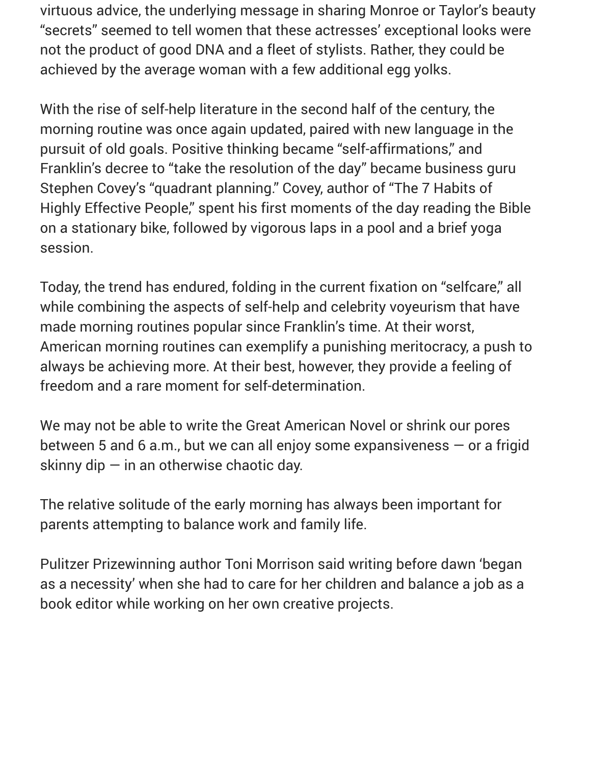virtuous advice, the underlying message in sharing Monroe or Taylor's beauty "secrets" seemed to tell women that these actresses' exceptional looks were not the product of good DNA and a fleet of stylists. Rather, they could be achieved by the average woman with a few additional egg yolks.

With the rise of self-help literature in the second half of the century, the morning routine was once again updated, paired with new language in the pursuit of old goals. Positive thinking became "self-affirmations," and Franklin's decree to "take the resolution of the day" became business guru Stephen Covey's "quadrant planning." Covey, author of "The 7 Habits of Highly Effective People," spent his first moments of the day reading the Bible on a stationary bike, followed by vigorous laps in a pool and a brief yoga session.

Today, the trend has endured, folding in the current fixation on "selfcare," all while combining the aspects of self-help and celebrity voyeurism that have made morning routines popular since Franklin's time. At their worst, American morning routines can exemplify a punishing meritocracy, a push to always be achieving more. At their best, however, they provide a feeling of freedom and a rare moment for self-determination.

We may not be able to write the Great American Novel or shrink our pores between 5 and 6 a.m., but we can all enjoy some expansiveness — or a frigid skinny dip — in an otherwise chaotic day.

The relative solitude of the early morning has always been important for parents attempting to balance work and family life.

Pulitzer Prizewinning author Toni Morrison said writing before dawn 'began as a necessity' when she had to care for her children and balance a job as a book editor while working on her own creative projects.